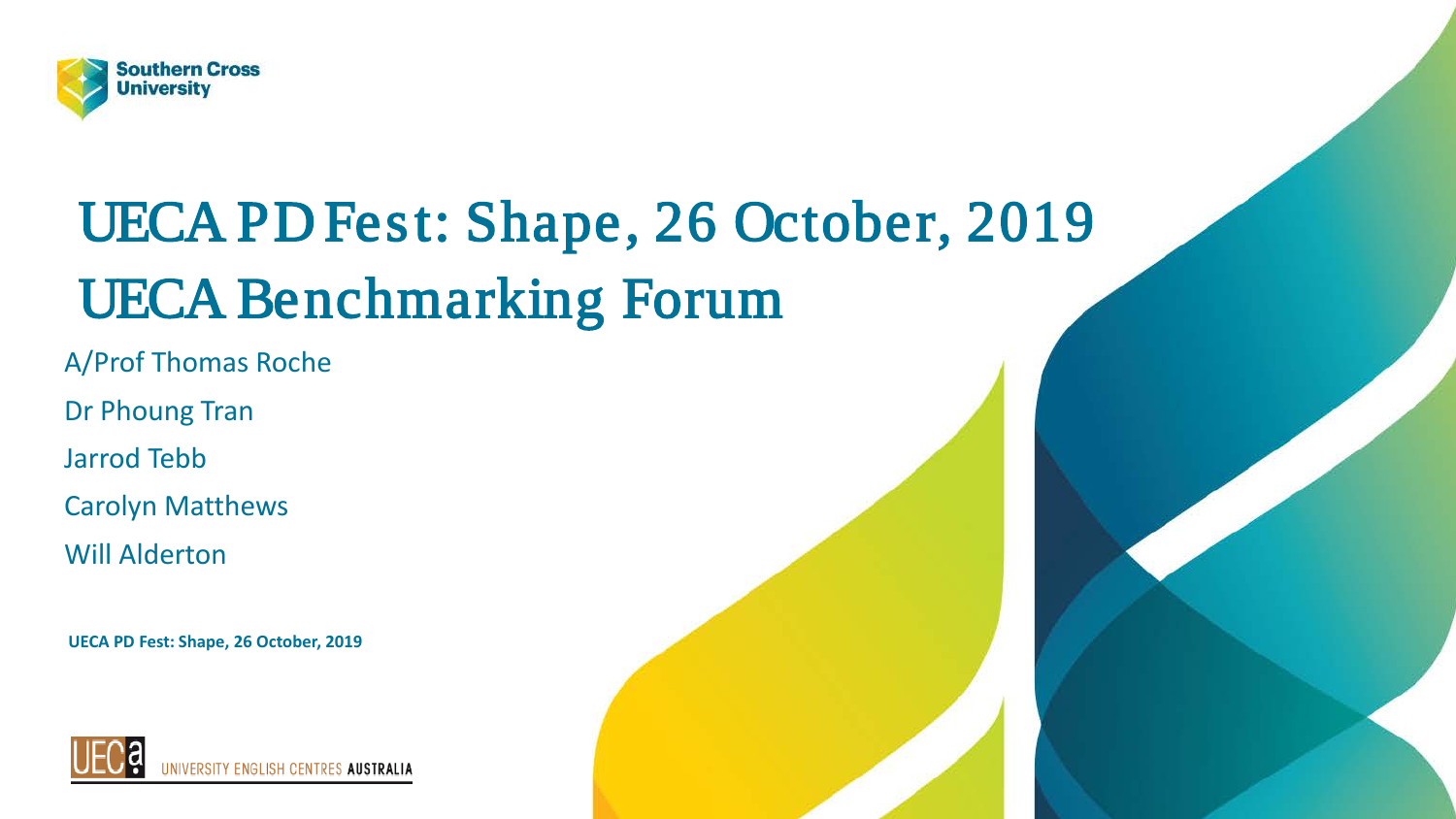Southern Cross University

# UECA PD Fest: Shape, 26 October, 2019
# UECA Benchmarking Forum

A/Prof Thomas Roche

Dr Phoung Tran

Jarrod Tebb

Carolyn Matthews

Will Alderton

**UECA PD Fest: Shape, 26 October, 2019**

UECa UNIVERSITY ENGLISH CENTRES AUSTRALIA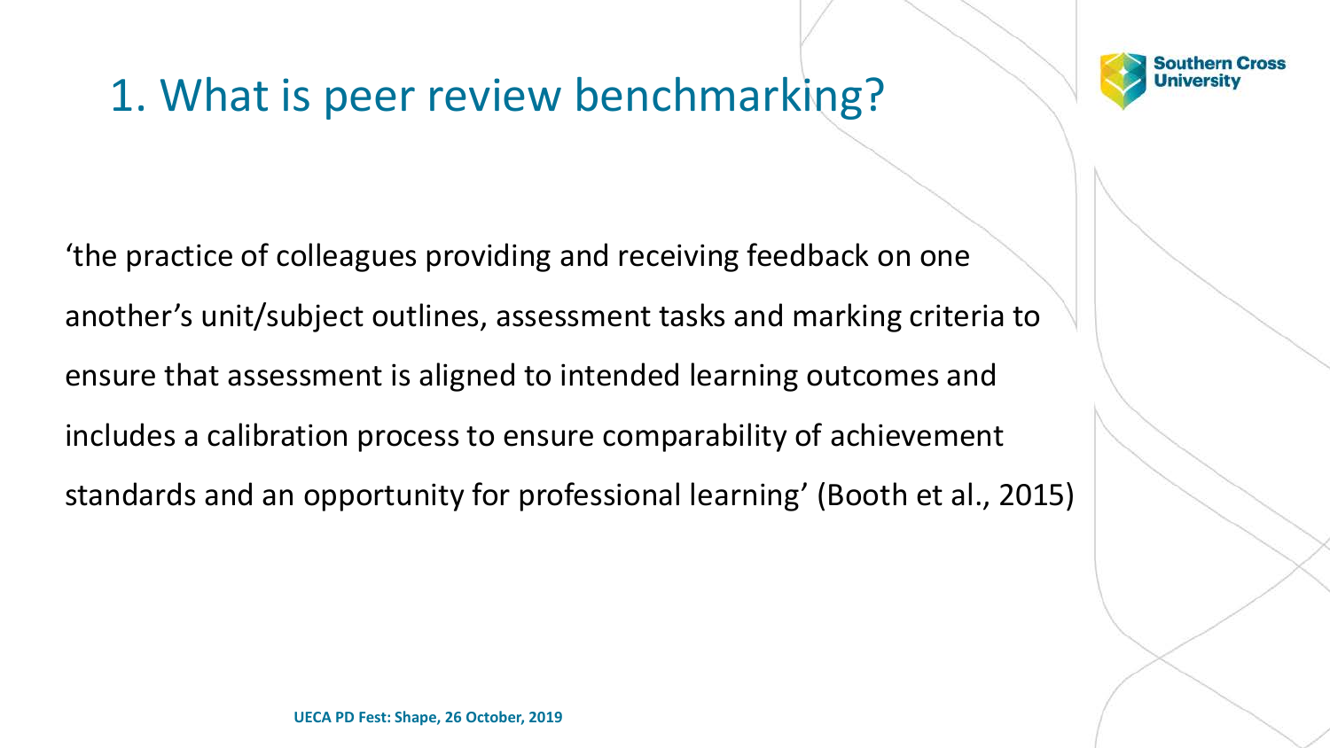# 1. What is peer review benchmarking?

‘the practice of colleagues providing and receiving feedback on one another’s unit/subject outlines, assessment tasks and marking criteria to ensure that assessment is aligned to intended learning outcomes and includes a calibration process to ensure comparability of achievement standards and an opportunity for professional learning’ (Booth et al., 2015)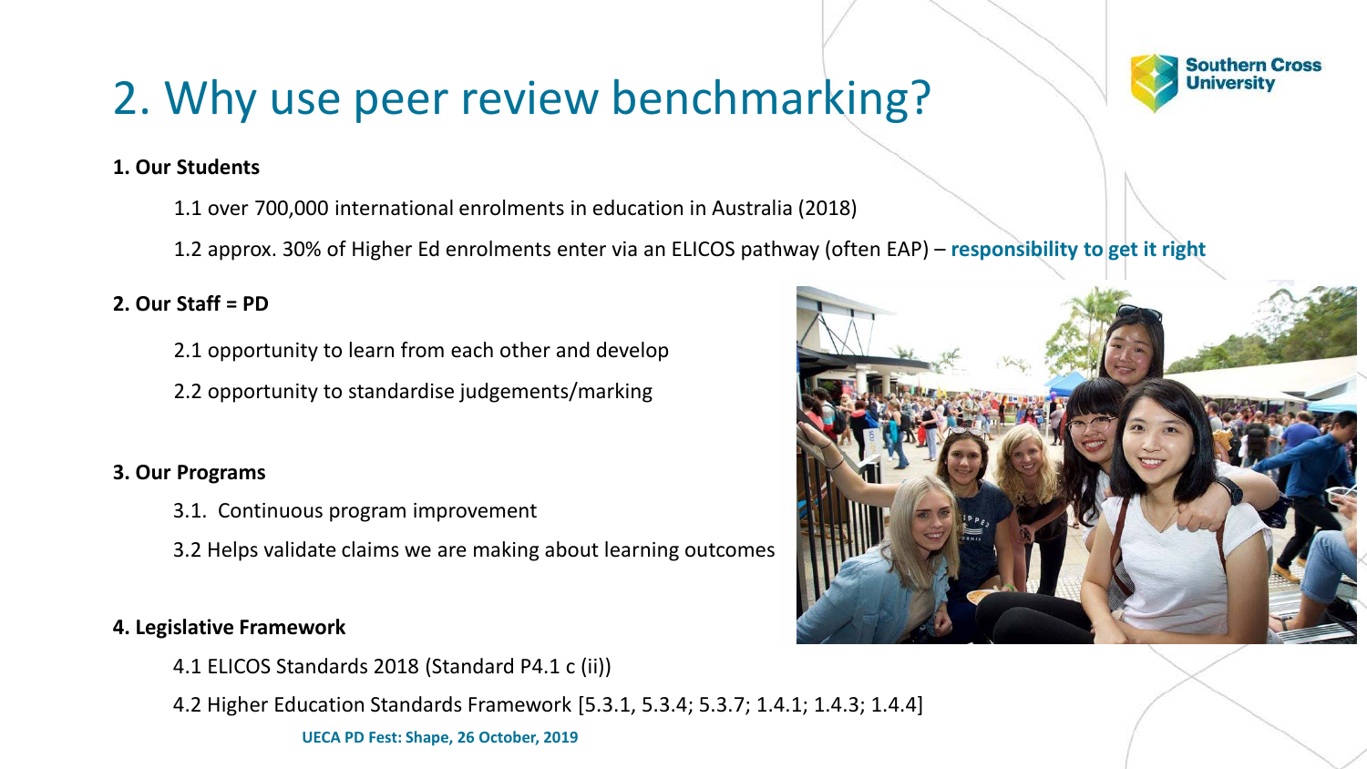# 2. Why use peer review benchmarking?

**1. Our Students**

1.1 over 700,000 international enrolments in education in Australia (2018)

1.2 approx. 30% of Higher Ed enrolments enter via an ELICOS pathway (often EAP) – **responsibility to get it right**

**2. Our Staff = PD**

2.1 opportunity to learn from each other and develop

2.2 opportunity to standardise judgements/marking

**3. Our Programs**

3.1. Continuous program improvement

3.2 Helps validate claims we are making about learning outcomes

**4. Legislative Framework**

4.1 ELICOS Standards 2018 (Standard P4.1 c (ii))

4.2 Higher Education Standards Framework [5.3.1, 5.3.4; 5.3.7; 1.4.1; 1.4.3; 1.4.4]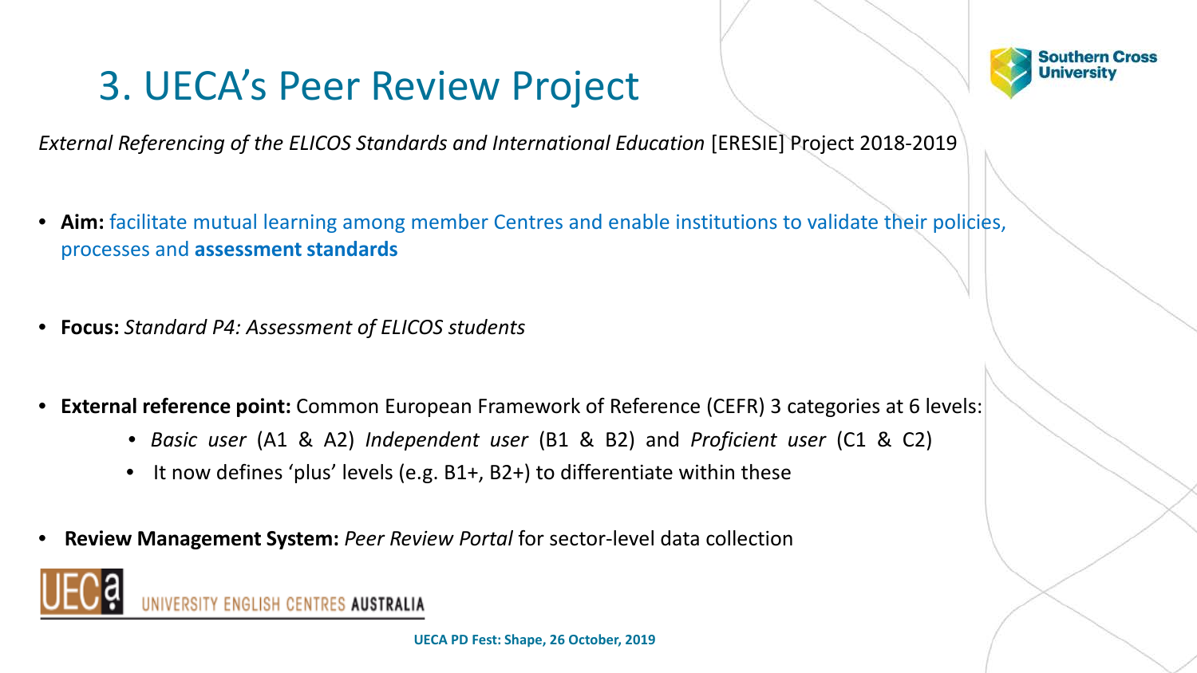# 3. UECA's Peer Review Project

*External Referencing of the ELICOS Standards and International Education* [ERESIE] Project 2018-2019

- **Aim:** facilitate mutual learning among member Centres and enable institutions to validate their policies, processes and **assessment standards**
- **Focus:** *Standard P4: Assessment of ELICOS students*
- **External reference point:** Common European Framework of Reference (CEFR) 3 categories at 6 levels:
  - *Basic user* (A1 & A2) *Independent user* (B1 & B2) and *Proficient user* (C1 & C2)
  - It now defines 'plus' levels (e.g. B1+, B2+) to differentiate within these
- **Review Management System:** *Peer Review Portal* for sector-level data collection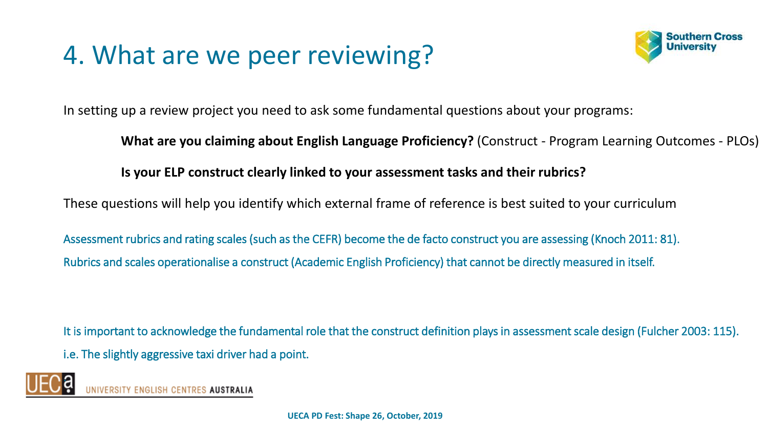# 4. What are we peer reviewing?

In setting up a review project you need to ask some fundamental questions about your programs:

**What are you claiming about English Language Proficiency?** (Construct - Program Learning Outcomes - PLOs)

**Is your ELP construct clearly linked to your assessment tasks and their rubrics?**

These questions will help you identify which external frame of reference is best suited to your curriculum

Assessment rubrics and rating scales (such as the CEFR) become the de facto construct you are assessing (Knoch 2011: 81).

Rubrics and scales operationalise a construct (Academic English Proficiency) that cannot be directly measured in itself.

It is important to acknowledge the fundamental role that the construct definition plays in assessment scale design (Fulcher 2003: 115).

i.e. The slightly aggressive taxi driver had a point.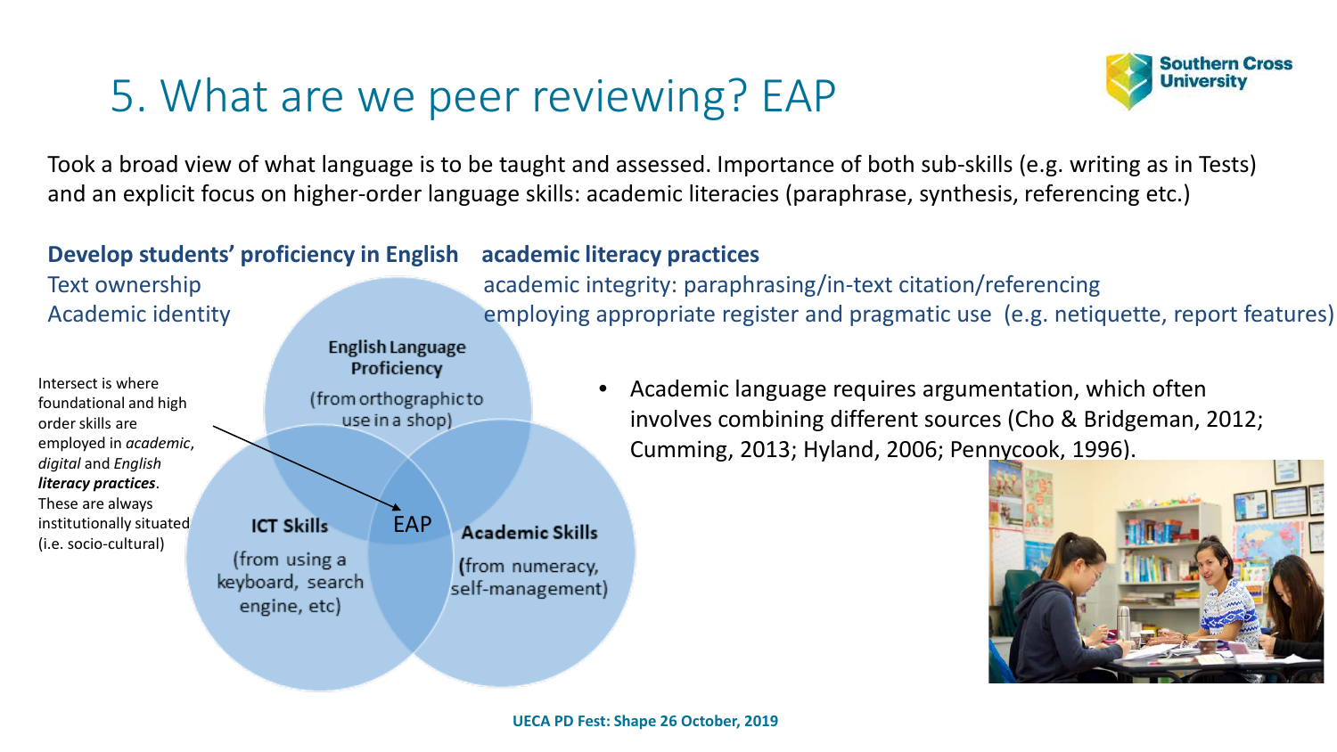# 5. What are we peer reviewing? EAP

Took a broad view of what language is to be taught and assessed. Importance of both sub-skills (e.g. writing as in Tests) and an explicit focus on higher-order language skills: academic literacies (paraphrase, synthesis, referencing etc.)

**Develop students' proficiency in English academic literacy practices**

Text ownership
Academic identity

academic integrity: paraphrasing/in-text citation/referencing
employing appropriate register and pragmatic use (e.g. netiquette, report features)

Intersect is where foundational and high order skills are employed in *academic*, *digital* and English ***literacy practices***. These are always institutionally situated (i.e. socio-cultural)

**English Language Proficiency**
(from orthographic to use in a shop)

**ICT Skills**
(from using a keyboard, search engine, etc)

**Academic Skills**
(from numeracy, self-management)

EAP

- Academic language requires argumentation, which often involves combining different sources (Cho & Bridgeman, 2012; Cumming, 2013; Hyland, 2006; Pennycook, 1996).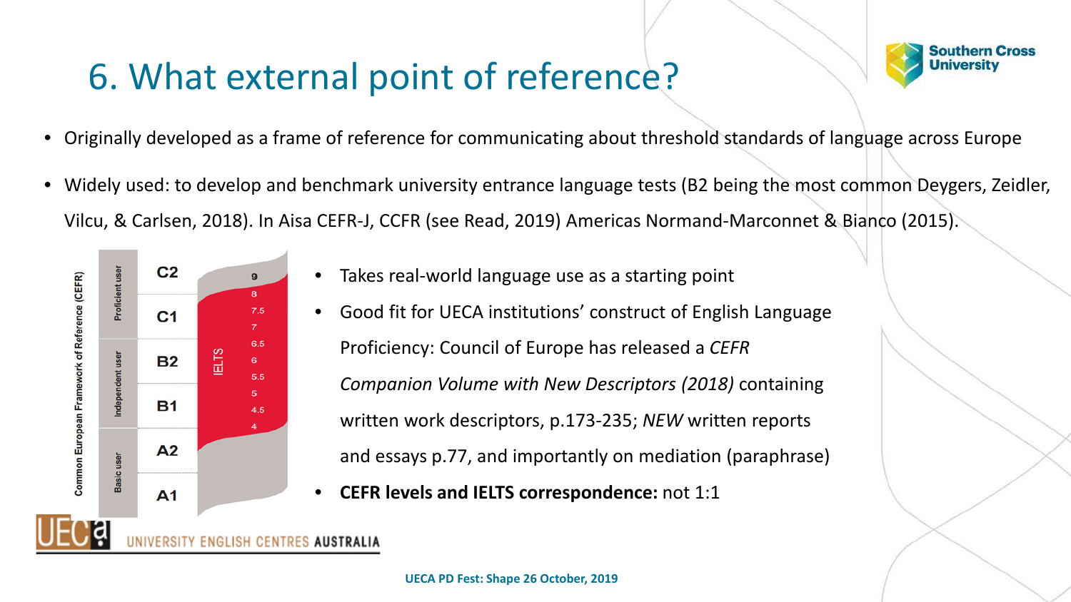# 6. What external point of reference?

- Originally developed as a frame of reference for communicating about threshold standards of language across Europe
- Widely used: to develop and benchmark university entrance language tests (B2 being the most common Deygers, Zeidler, Vilcu, & Carlsen, 2018). In Aisa CEFR-J, CCFR (see Read, 2019) Americas Normand-Marconnet & Bianco (2015).

| Common European Framework of Reference (CEFR) | | IELTS |
|---|---|---|
| Proficient user | C2 | 9 |
| | C1 | 8, 7.5, 7 |
| Independent user | B2 | 6.5, 6, 5.5 |
| | B1 | 5, 4.5, 4 |
| Basic user | A2 | |
| | A1 | |

- Takes real-world language use as a starting point
- Good fit for UECA institutions' construct of English Language Proficiency: Council of Europe has released a *CEFR Companion Volume with New Descriptors (2018)* containing written work descriptors, p.173-235; *NEW* written reports and essays p.77, and importantly on mediation (paraphrase)
- **CEFR levels and IELTS correspondence:** not 1:1

UECA UNIVERSITY ENGLISH CENTRES AUSTRALIA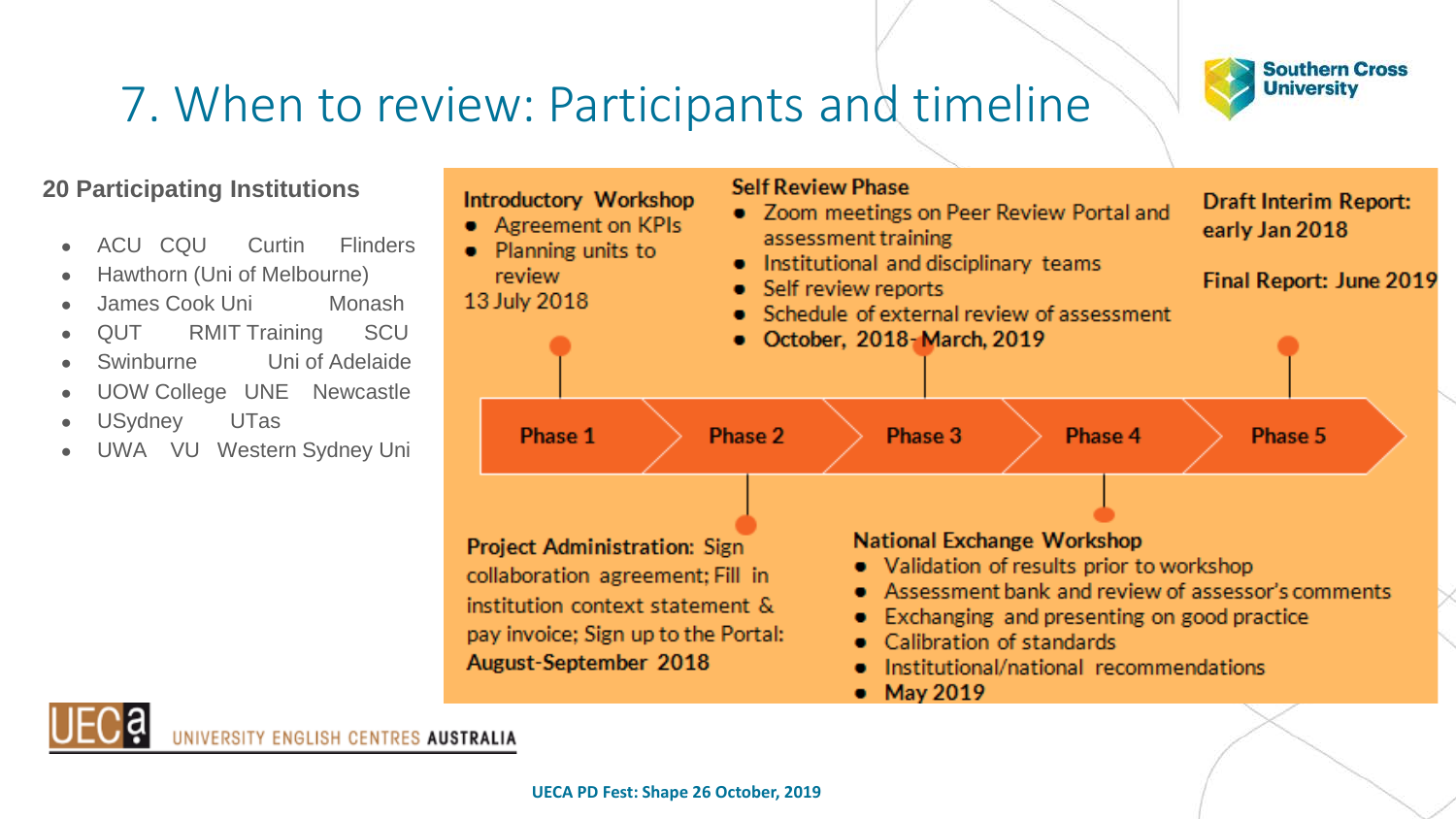# 7. When to review: Participants and timeline

### 20 Participating Institutions

- ACU CQU Curtin Flinders
- Hawthorn (Uni of Melbourne)
- James Cook Uni Monash
- QUT RMIT Training SCU
- Swinburne Uni of Adelaide
- UOW College UNE Newcastle
- USydney UTas
- UWA VU Western Sydney Uni

**Phase 1** → **Phase 2** → **Phase 3** → **Phase 4** → **Phase 5**

**Introductory Workshop** (Phase 1)
- Agreement on KPIs
- Planning units to review

13 July 2018

**Project Administration:** (Phase 2) Sign collaboration agreement; Fill in institution context statement & pay invoice; Sign up to the Portal: **August-September 2018**

**Self Review Phase** (Phase 3)
- Zoom meetings on Peer Review Portal and assessment training
- Institutional and disciplinary teams
- Self review reports
- Schedule of external review of assessment
- **October, 2018- March, 2019**

**National Exchange Workshop** (Phase 4)
- Validation of results prior to workshop
- Assessment bank and review of assessor's comments
- Exchanging and presenting on good practice
- Calibration of standards
- Institutional/national recommendations
- **May 2019**

**Draft Interim Report: early Jan 2018** (Phase 5)

**Final Report: June 2019**

UECA PD Fest: Shape 26 October, 2019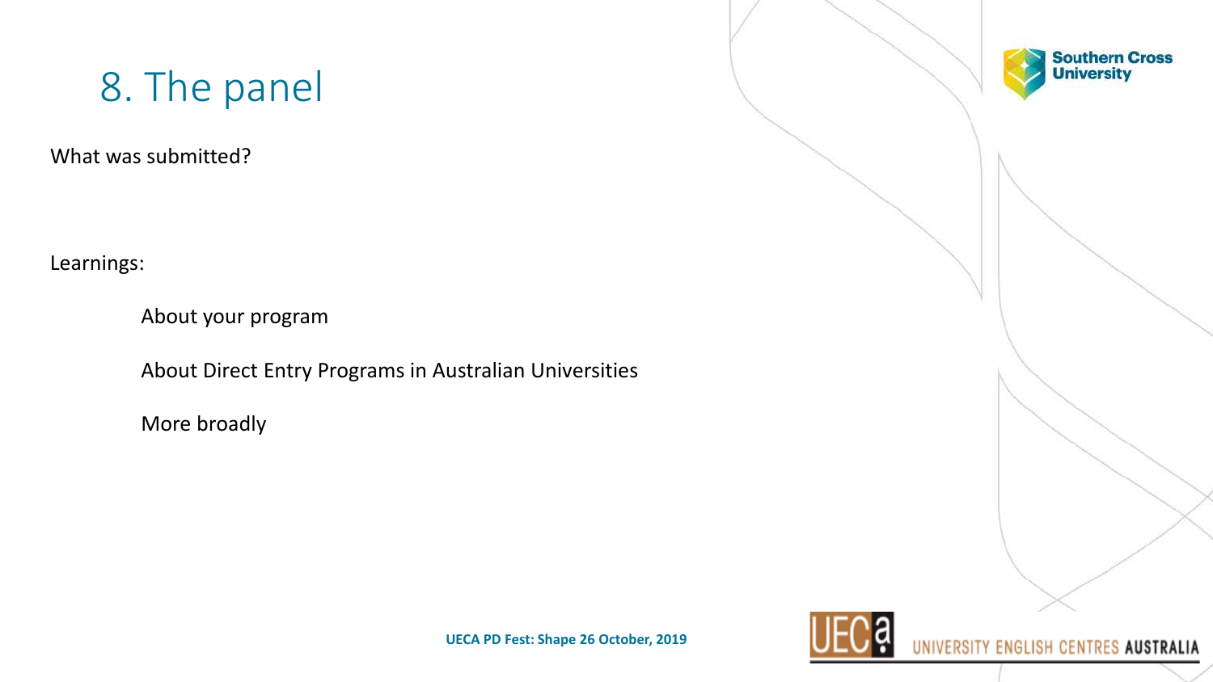# 8. The panel

What was submitted?

Learnings:

- About your program
- About Direct Entry Programs in Australian Universities
- More broadly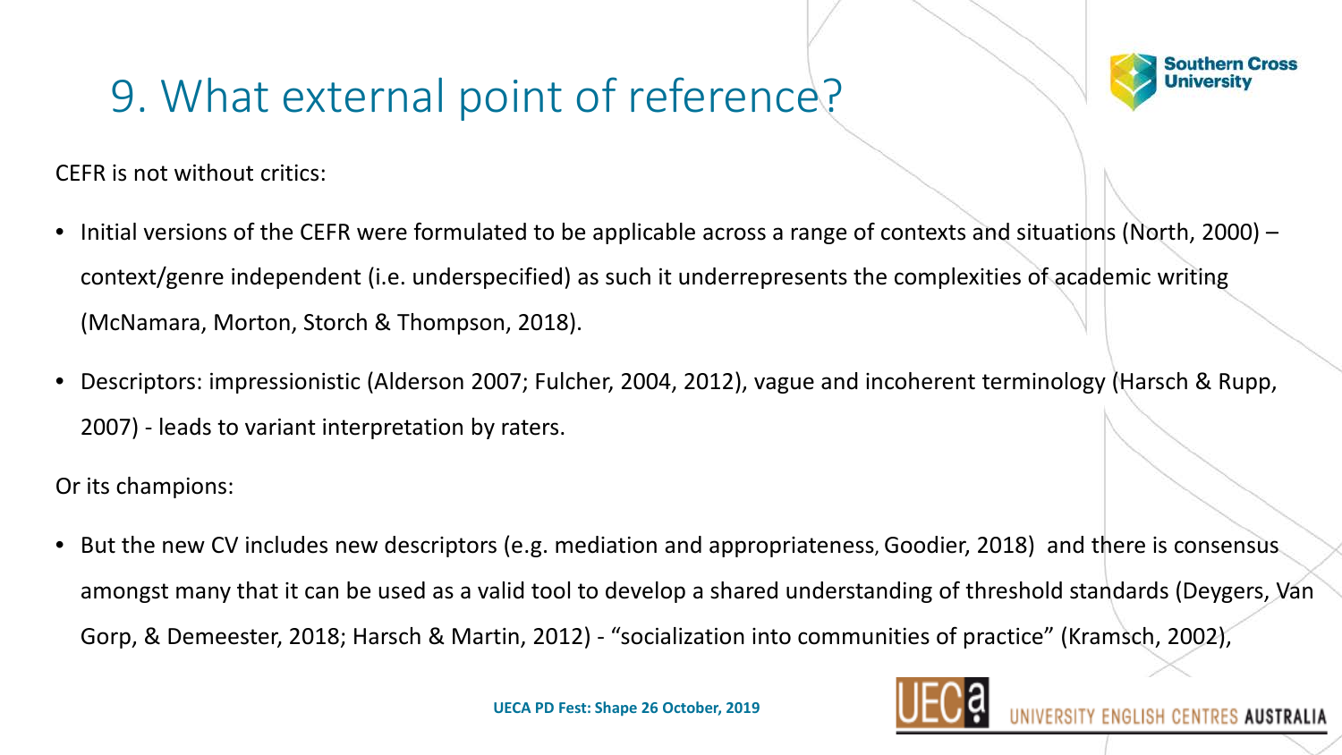# 9. What external point of reference?

CEFR is not without critics:

- Initial versions of the CEFR were formulated to be applicable across a range of contexts and situations (North, 2000) – context/genre independent (i.e. underspecified) as such it underrepresents the complexities of academic writing (McNamara, Morton, Storch & Thompson, 2018).
- Descriptors: impressionistic (Alderson 2007; Fulcher, 2004, 2012), vague and incoherent terminology (Harsch & Rupp, 2007) - leads to variant interpretation by raters.

Or its champions:

- But the new CV includes new descriptors (e.g. mediation and appropriateness, Goodier, 2018) and there is consensus amongst many that it can be used as a valid tool to develop a shared understanding of threshold standards (Deygers, Van Gorp, & Demeester, 2018; Harsch & Martin, 2012) - "socialization into communities of practice" (Kramsch, 2002),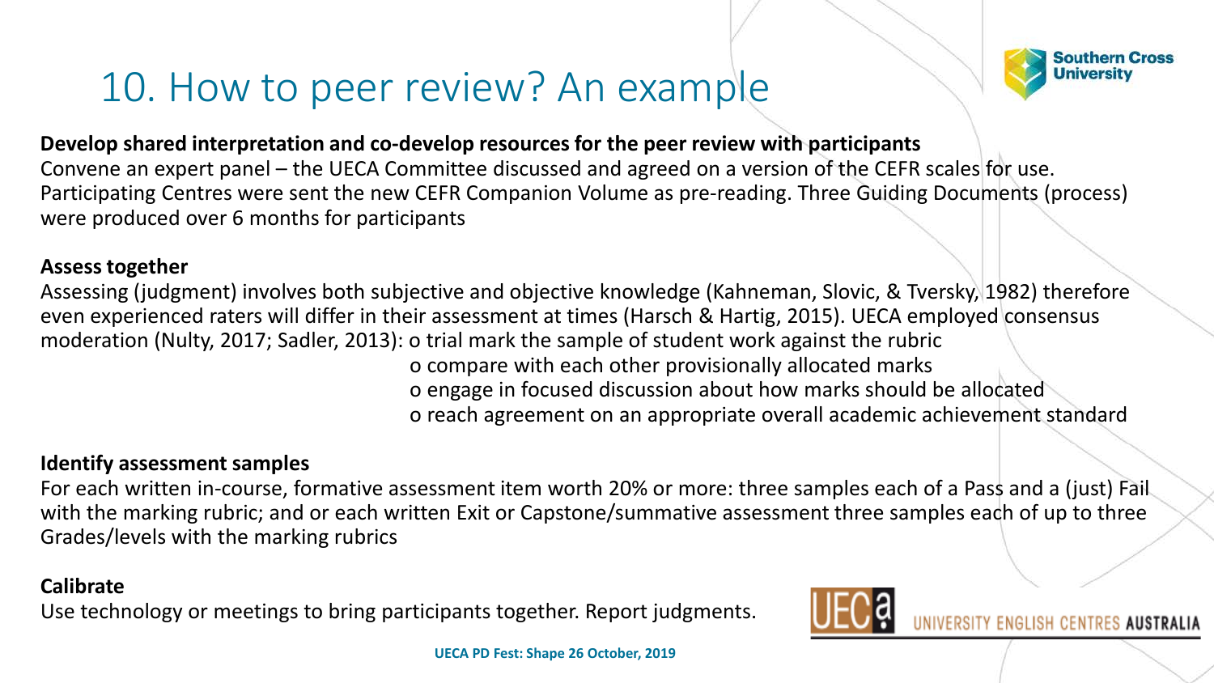# 10. How to peer review? An example

**Develop shared interpretation and co-develop resources for the peer review with participants**
Convene an expert panel – the UECA Committee discussed and agreed on a version of the CEFR scales for use. Participating Centres were sent the new CEFR Companion Volume as pre-reading. Three Guiding Documents (process) were produced over 6 months for participants

**Assess together**
Assessing (judgment) involves both subjective and objective knowledge (Kahneman, Slovic, & Tversky, 1982) therefore even experienced raters will differ in their assessment at times (Harsch & Hartig, 2015). UECA employed consensus moderation (Nulty, 2017; Sadler, 2013):

- trial mark the sample of student work against the rubric
- compare with each other provisionally allocated marks
- engage in focused discussion about how marks should be allocated
- reach agreement on an appropriate overall academic achievement standard

**Identify assessment samples**
For each written in-course, formative assessment item worth 20% or more: three samples each of a Pass and a (just) Fail with the marking rubric; and or each written Exit or Capstone/summative assessment three samples each of up to three Grades/levels with the marking rubrics

**Calibrate**
Use technology or meetings to bring participants together. Report judgments.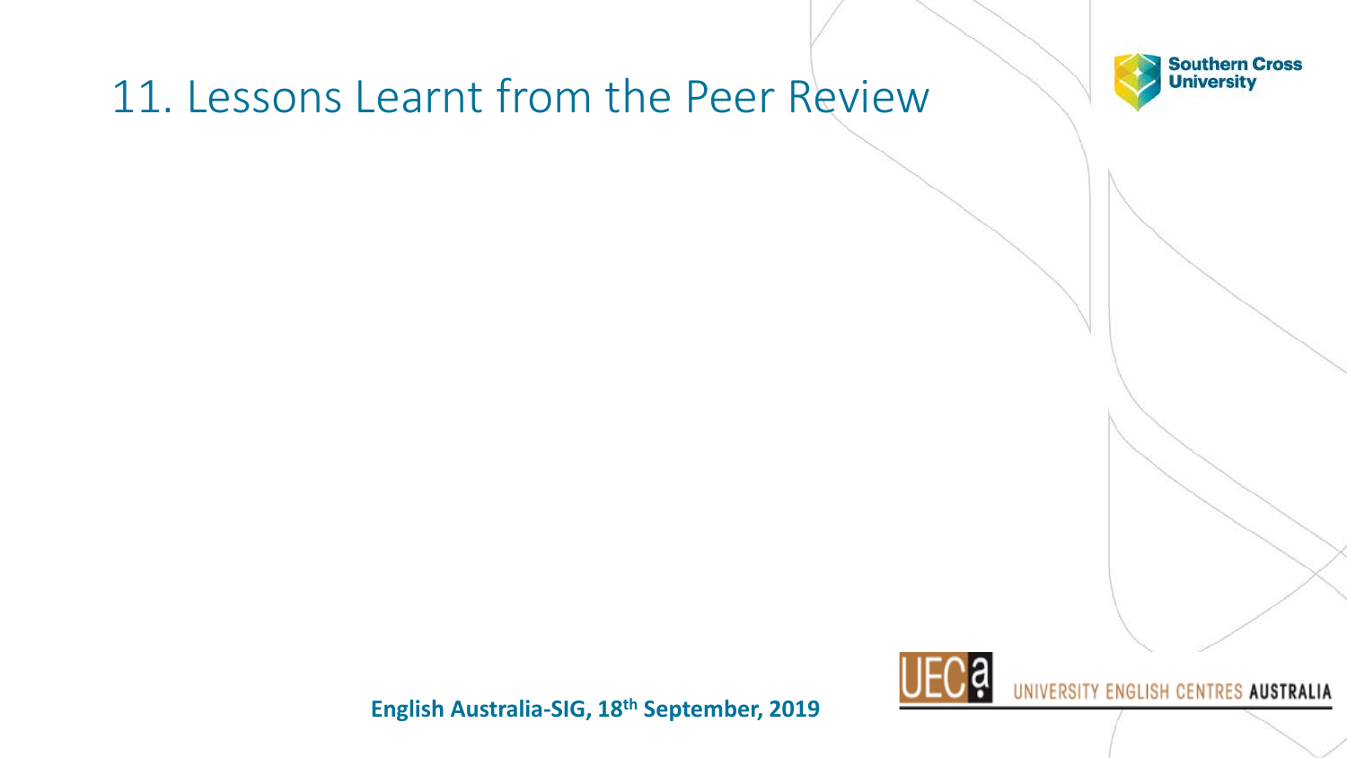# 11. Lessons Learnt from the Peer Review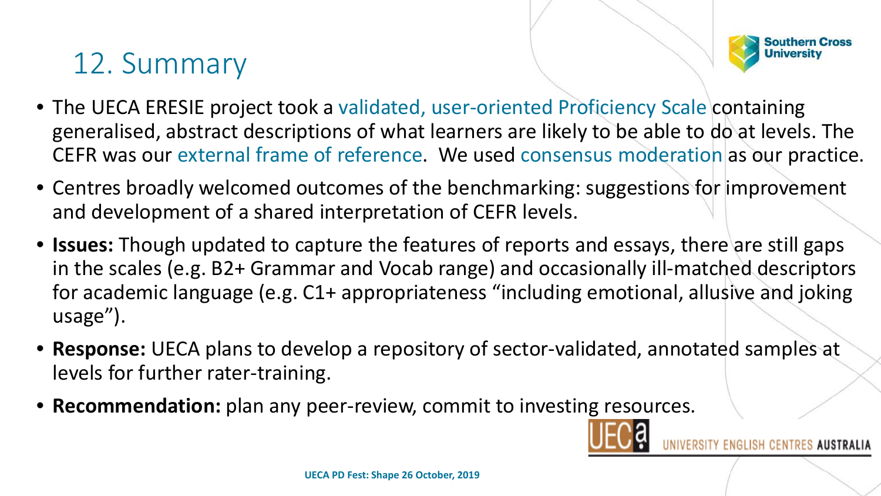# 12. Summary

- The UECA ERESIE project took a validated, user-oriented Proficiency Scale containing generalised, abstract descriptions of what learners are likely to be able to do at levels. The CEFR was our external frame of reference. We used consensus moderation as our practice.
- Centres broadly welcomed outcomes of the benchmarking: suggestions for improvement and development of a shared interpretation of CEFR levels.
- **Issues:** Though updated to capture the features of reports and essays, there are still gaps in the scales (e.g. B2+ Grammar and Vocab range) and occasionally ill-matched descriptors for academic language (e.g. C1+ appropriateness "including emotional, allusive and joking usage").
- **Response:** UECA plans to develop a repository of sector-validated, annotated samples at levels for further rater-training.
- **Recommendation:** plan any peer-review, commit to investing resources.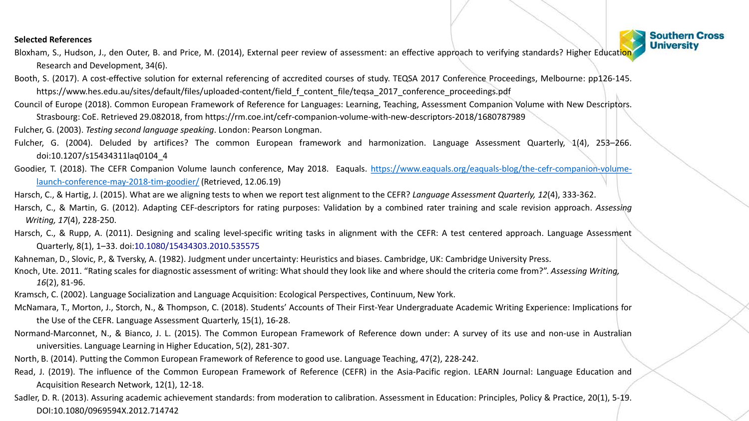**Selected References**

Bloxham, S., Hudson, J., den Outer, B. and Price, M. (2014), External peer review of assessment: an effective approach to verifying standards? Higher Education Research and Development, 34(6).

Booth, S. (2017). A cost-effective solution for external referencing of accredited courses of study. TEQSA 2017 Conference Proceedings, Melbourne: pp126-145. https://www.hes.edu.au/sites/default/files/uploaded-content/field_f_content_file/teqsa_2017_conference_proceedings.pdf

Council of Europe (2018). Common European Framework of Reference for Languages: Learning, Teaching, Assessment Companion Volume with New Descriptors. Strasbourg: CoE. Retrieved 29.082018, from https://rm.coe.int/cefr-companion-volume-with-new-descriptors-2018/1680787989

Fulcher, G. (2003). *Testing second language speaking*. London: Pearson Longman.

Fulcher, G. (2004). Deluded by artifices? The common European framework and harmonization. Language Assessment Quarterly, 1(4), 253–266. doi:10.1207/s15434311laq0104_4

Goodier, T. (2018). The CEFR Companion Volume launch conference, May 2018. Eaquals. [https://www.eaquals.org/eaquals-blog/the-cefr-companion-volume-launch-conference-may-2018-tim-goodier/](https://www.eaquals.org/eaquals-blog/the-cefr-companion-volume-launch-conference-may-2018-tim-goodier/) (Retrieved, 12.06.19)

Harsch, C., & Hartig, J. (2015). What are we aligning tests to when we report test alignment to the CEFR? *Language Assessment Quarterly, 12*(4), 333-362.

Harsch, C., & Martin, G. (2012). Adapting CEF-descriptors for rating purposes: Validation by a combined rater training and scale revision approach. *Assessing Writing, 17*(4), 228-250.

Harsch, C., & Rupp, A. (2011). Designing and scaling level-specific writing tasks in alignment with the CEFR: A test centered approach. Language Assessment Quarterly, 8(1), 1–33. doi:10.1080/15434303.2010.535575

Kahneman, D., Slovic, P., & Tversky, A. (1982). Judgment under uncertainty: Heuristics and biases. Cambridge, UK: Cambridge University Press.

Knoch, Ute. 2011. "Rating scales for diagnostic assessment of writing: What should they look like and where should the criteria come from?". *Assessing Writing, 16*(2), 81-96.

Kramsch, C. (2002). Language Socialization and Language Acquisition: Ecological Perspectives, Continuum, New York.

McNamara, T., Morton, J., Storch, N., & Thompson, C. (2018). Students' Accounts of Their First-Year Undergraduate Academic Writing Experience: Implications for the Use of the CEFR. Language Assessment Quarterly, 15(1), 16-28.

Normand-Marconnet, N., & Bianco, J. L. (2015). The Common European Framework of Reference down under: A survey of its use and non-use in Australian universities. Language Learning in Higher Education, 5(2), 281-307.

North, B. (2014). Putting the Common European Framework of Reference to good use. Language Teaching, 47(2), 228-242.

Read, J. (2019). The influence of the Common European Framework of Reference (CEFR) in the Asia-Pacific region. LEARN Journal: Language Education and Acquisition Research Network, 12(1), 12-18.

Sadler, D. R. (2013). Assuring academic achievement standards: from moderation to calibration. Assessment in Education: Principles, Policy & Practice, 20(1), 5-19. DOI:10.1080/0969594X.2012.714742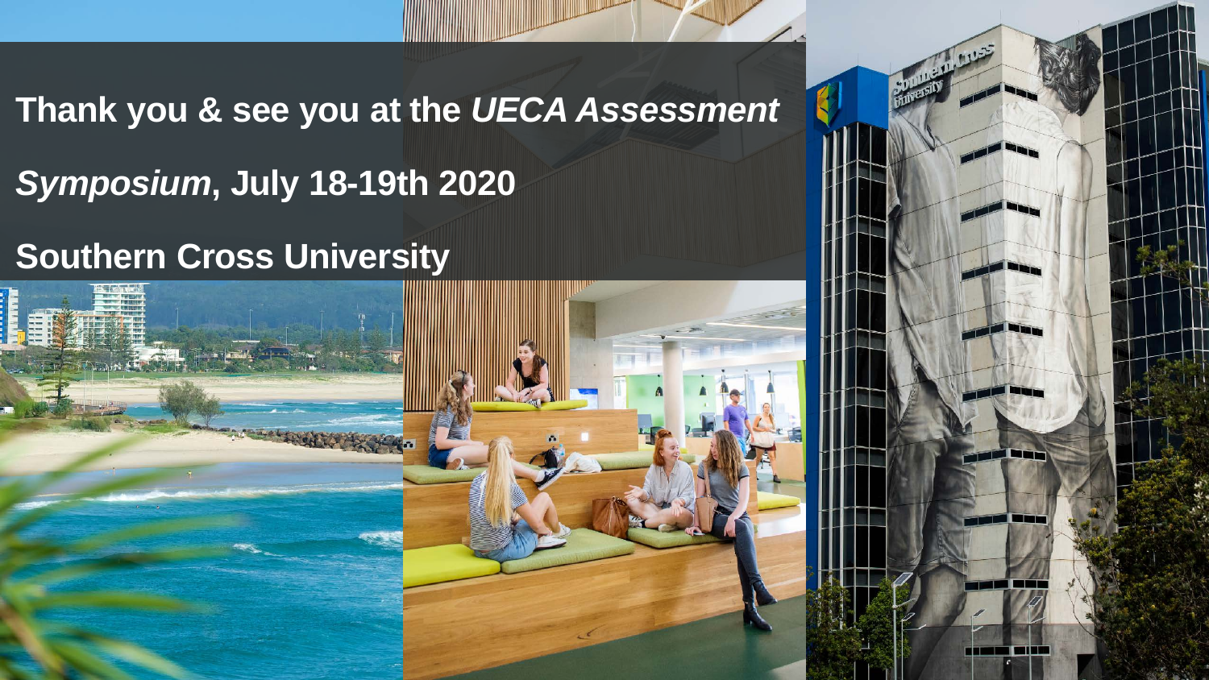**Thank you & see you at the *UECA Assessment Symposium*, July 18-19th 2020**

**Southern Cross University**